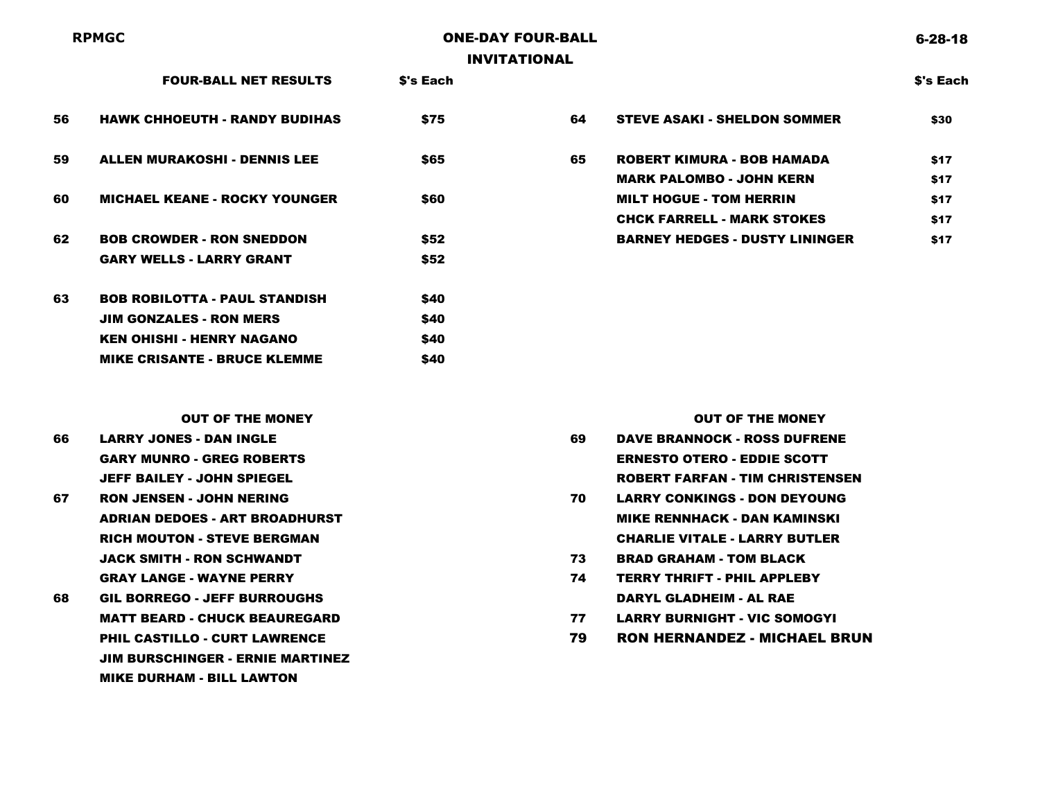RPMGC

# ONE-DAY FOUR-BALL INVITATIONAL

6-28-18

## FOUR-BALL NET RESULTS

| Score | Team | $'s Each |
|---|---|---|
| 56 | HAWK CHHOEUTH - RANDY BUDIHAS | $75 |
| 59 | ALLEN MURAKOSHI - DENNIS LEE | $65 |
| 60 | MICHAEL KEANE - ROCKY YOUNGER | $60 |
| 62 | BOB CROWDER - RON SNEDDON | $52 |
| | GARY WELLS - LARRY GRANT | $52 |
| 63 | BOB ROBILOTTA - PAUL STANDISH | $40 |
| | JIM GONZALES - RON MERS | $40 |
| | KEN OHISHI - HENRY NAGANO | $40 |
| | MIKE CRISANTE - BRUCE KLEMME | $40 |
| 64 | STEVE ASAKI - SHELDON SOMMER | $30 |
| 65 | ROBERT KIMURA - BOB HAMADA | $17 |
| | MARK PALOMBO - JOHN KERN | $17 |
| | MILT HOGUE - TOM HERRIN | $17 |
| | CHCK FARRELL - MARK STOKES | $17 |
| | BARNEY HEDGES - DUSTY LININGER | $17 |

## OUT OF THE MONEY

| Score | Team |
|---|---|
| 66 | LARRY JONES - DAN INGLE |
| | GARY MUNRO - GREG ROBERTS |
| | JEFF BAILEY - JOHN SPIEGEL |
| 67 | RON JENSEN - JOHN NERING |
| | ADRIAN DEDOES - ART BROADHURST |
| | RICH MOUTON - STEVE BERGMAN |
| | JACK SMITH - RON SCHWANDT |
| | GRAY LANGE - WAYNE PERRY |
| 68 | GIL BORREGO - JEFF BURROUGHS |
| | MATT BEARD - CHUCK BEAUREGARD |
| | PHIL CASTILLO - CURT LAWRENCE |
| | JIM BURSCHINGER - ERNIE MARTINEZ |
| | MIKE DURHAM - BILL LAWTON |
| 69 | DAVE BRANNOCK - ROSS DUFRENE |
| | ERNESTO OTERO - EDDIE SCOTT |
| | ROBERT FARFAN - TIM CHRISTENSEN |
| 70 | LARRY CONKINGS - DON DEYOUNG |
| | MIKE RENNHACK - DAN KAMINSKI |
| | CHARLIE VITALE - LARRY BUTLER |
| 73 | BRAD GRAHAM - TOM BLACK |
| 74 | TERRY THRIFT - PHIL APPLEBY |
| | DARYL GLADHEIM - AL RAE |
| 77 | LARRY BURNIGHT - VIC SOMOGYI |
| 79 | RON HERNANDEZ - MICHAEL BRUN |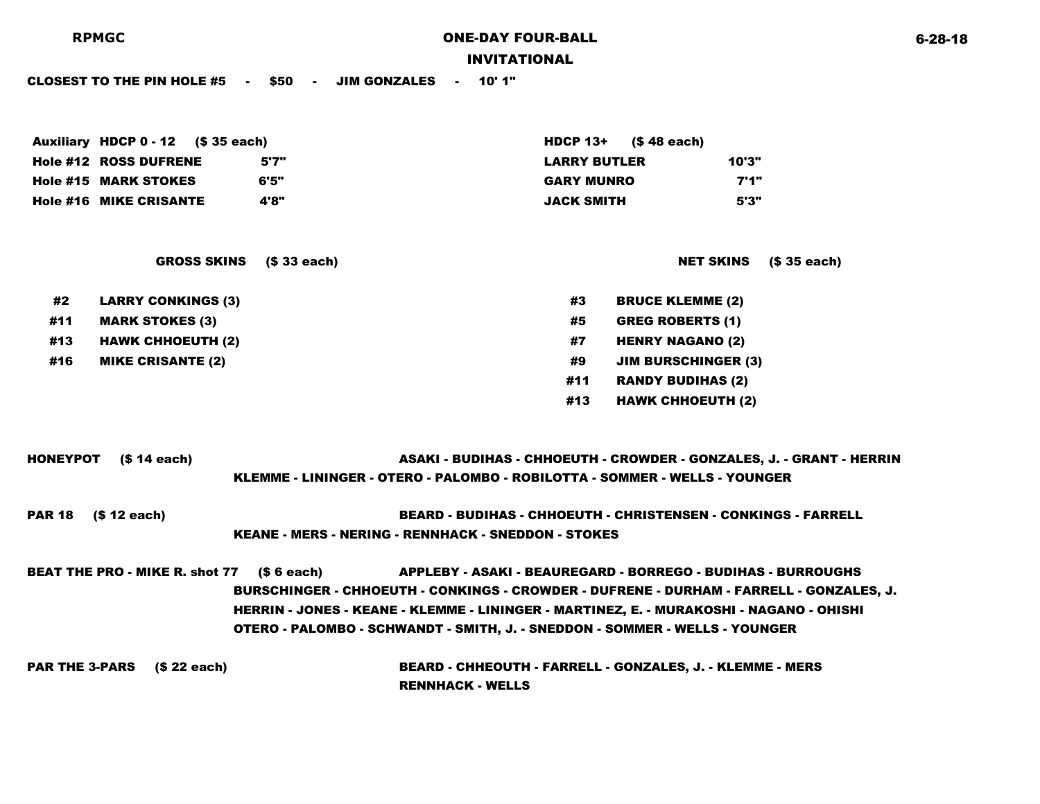**RPMGC** **ONE-DAY FOUR-BALL INVITATIONAL** **6-28-18**

**CLOSEST TO THE PIN HOLE #5 - $50 - JIM GONZALES - 10' 1"**

| Auxiliary HDCP 0 - 12 ($ 35 each) | | | HDCP 13+ ($ 48 each) | |
|---|---|---|---|---|
| Hole #12 | ROSS DUFRENE | 5'7" | LARRY BUTLER | 10'3" |
| Hole #15 | MARK STOKES | 6'5" | GARY MUNRO | 7'1" |
| Hole #16 | MIKE CRISANTE | 4'8" | JACK SMITH | 5'3" |

**GROSS SKINS ($ 33 each)**

| | |
|---|---|
| #2 | LARRY CONKINGS (3) |
| #11 | MARK STOKES (3) |
| #13 | HAWK CHHOEUTH (2) |
| #16 | MIKE CRISANTE (2) |

**NET SKINS ($ 35 each)**

| | |
|---|---|
| #3 | BRUCE KLEMME (2) |
| #5 | GREG ROBERTS (1) |
| #7 | HENRY NAGANO (2) |
| #9 | JIM BURSCHINGER (3) |
| #11 | RANDY BUDIHAS (2) |
| #13 | HAWK CHHOEUTH (2) |

**HONEYPOT ($ 14 each)** ASAKI - BUDIHAS - CHHOEUTH - CROWDER - GONZALES, J. - GRANT - HERRIN KLEMME - LININGER - OTERO - PALOMBO - ROBILOTTA - SOMMER - WELLS - YOUNGER

**PAR 18 ($ 12 each)** BEARD - BUDIHAS - CHHOEUTH - CHRISTENSEN - CONKINGS - FARRELL KEANE - MERS - NERING - RENNHACK - SNEDDON - STOKES

**BEAT THE PRO - MIKE R. shot 77 ($ 6 each)** APPLEBY - ASAKI - BEAUREGARD - BORREGO - BUDIHAS - BURROUGHS BURSCHINGER - CHHOEUTH - CONKINGS - CROWDER - DUFRENE - DURHAM - FARRELL - GONZALES, J. HERRIN - JONES - KEANE - KLEMME - LININGER - MARTINEZ, E. - MURAKOSHI - NAGANO - OHISHI OTERO - PALOMBO - SCHWANDT - SMITH, J. - SNEDDON - SOMMER - WELLS - YOUNGER

**PAR THE 3-PARS ($ 22 each)** BEARD - CHHEOUTH - FARRELL - GONZALES, J. - KLEMME - MERS RENNHACK - WELLS